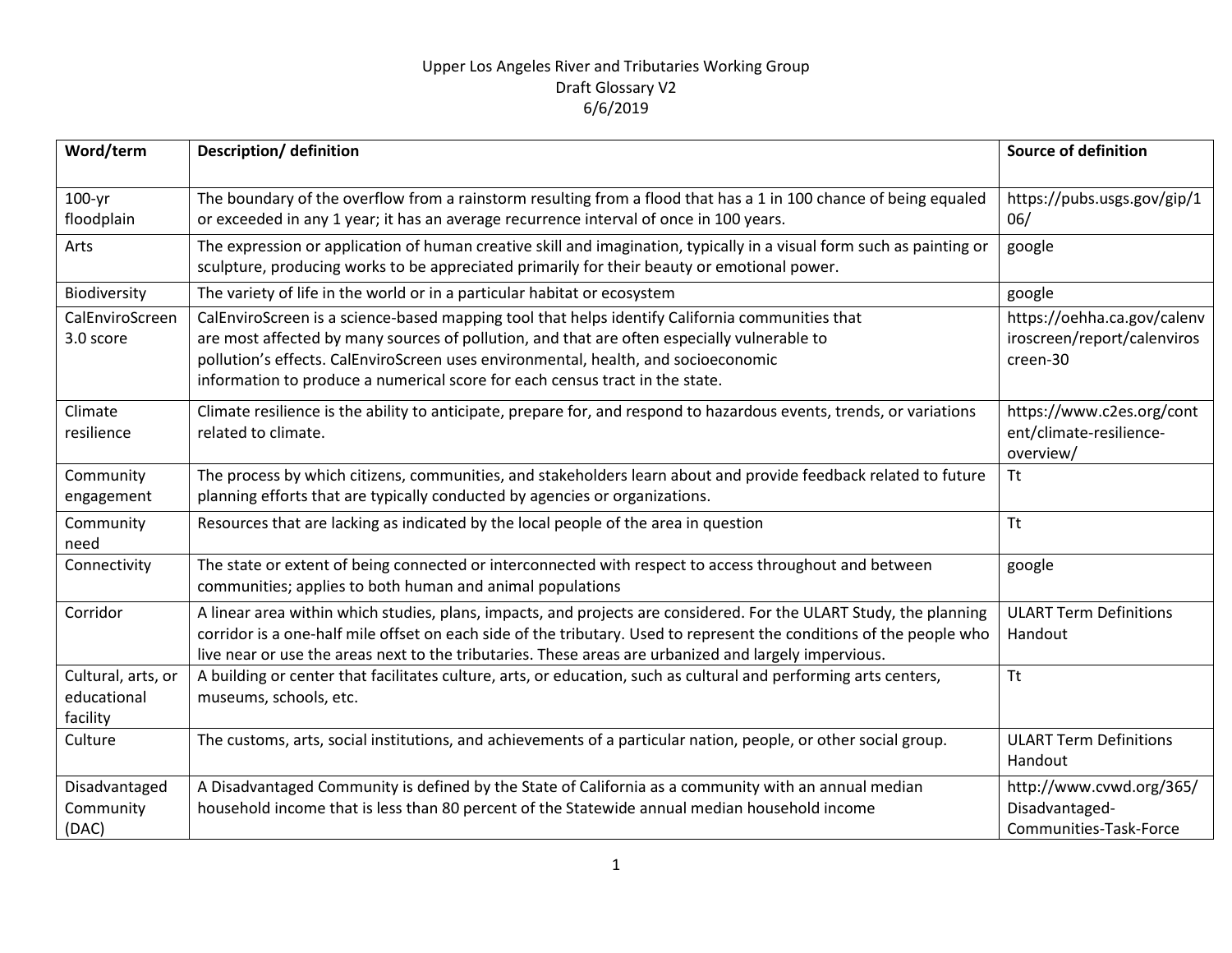Upper Los Angeles River and Tributaries Working Group
Draft Glossary V2
6/6/2019

| Word/term | Description/ definition | Source of definition |
|---|---|---|
| 100-yr floodplain | The boundary of the overflow from a rainstorm resulting from a flood that has a 1 in 100 chance of being equaled or exceeded in any 1 year; it has an average recurrence interval of once in 100 years. | https://pubs.usgs.gov/gip/106/ |
| Arts | The expression or application of human creative skill and imagination, typically in a visual form such as painting or sculpture, producing works to be appreciated primarily for their beauty or emotional power. | google |
| Biodiversity | The variety of life in the world or in a particular habitat or ecosystem | google |
| CalEnviroScreen 3.0 score | CalEnviroScreen is a science-based mapping tool that helps identify California communities that are most affected by many sources of pollution, and that are often especially vulnerable to pollution's effects. CalEnviroScreen uses environmental, health, and socioeconomic information to produce a numerical score for each census tract in the state. | https://oehha.ca.gov/calenviroscreen/report/calenviroscreen-30 |
| Climate resilience | Climate resilience is the ability to anticipate, prepare for, and respond to hazardous events, trends, or variations related to climate. | https://www.c2es.org/content/climate-resilience-overview/ |
| Community engagement | The process by which citizens, communities, and stakeholders learn about and provide feedback related to future planning efforts that are typically conducted by agencies or organizations. | Tt |
| Community need | Resources that are lacking as indicated by the local people of the area in question | Tt |
| Connectivity | The state or extent of being connected or interconnected with respect to access throughout and between communities; applies to both human and animal populations | google |
| Corridor | A linear area within which studies, plans, impacts, and projects are considered. For the ULART Study, the planning corridor is a one-half mile offset on each side of the tributary. Used to represent the conditions of the people who live near or use the areas next to the tributaries. These areas are urbanized and largely impervious. | ULART Term Definitions Handout |
| Cultural, arts, or educational facility | A building or center that facilitates culture, arts, or education, such as cultural and performing arts centers, museums, schools, etc. | Tt |
| Culture | The customs, arts, social institutions, and achievements of a particular nation, people, or other social group. | ULART Term Definitions Handout |
| Disadvantaged Community (DAC) | A Disadvantaged Community is defined by the State of California as a community with an annual median household income that is less than 80 percent of the Statewide annual median household income | http://www.cvwd.org/365/Disadvantaged-Communities-Task-Force |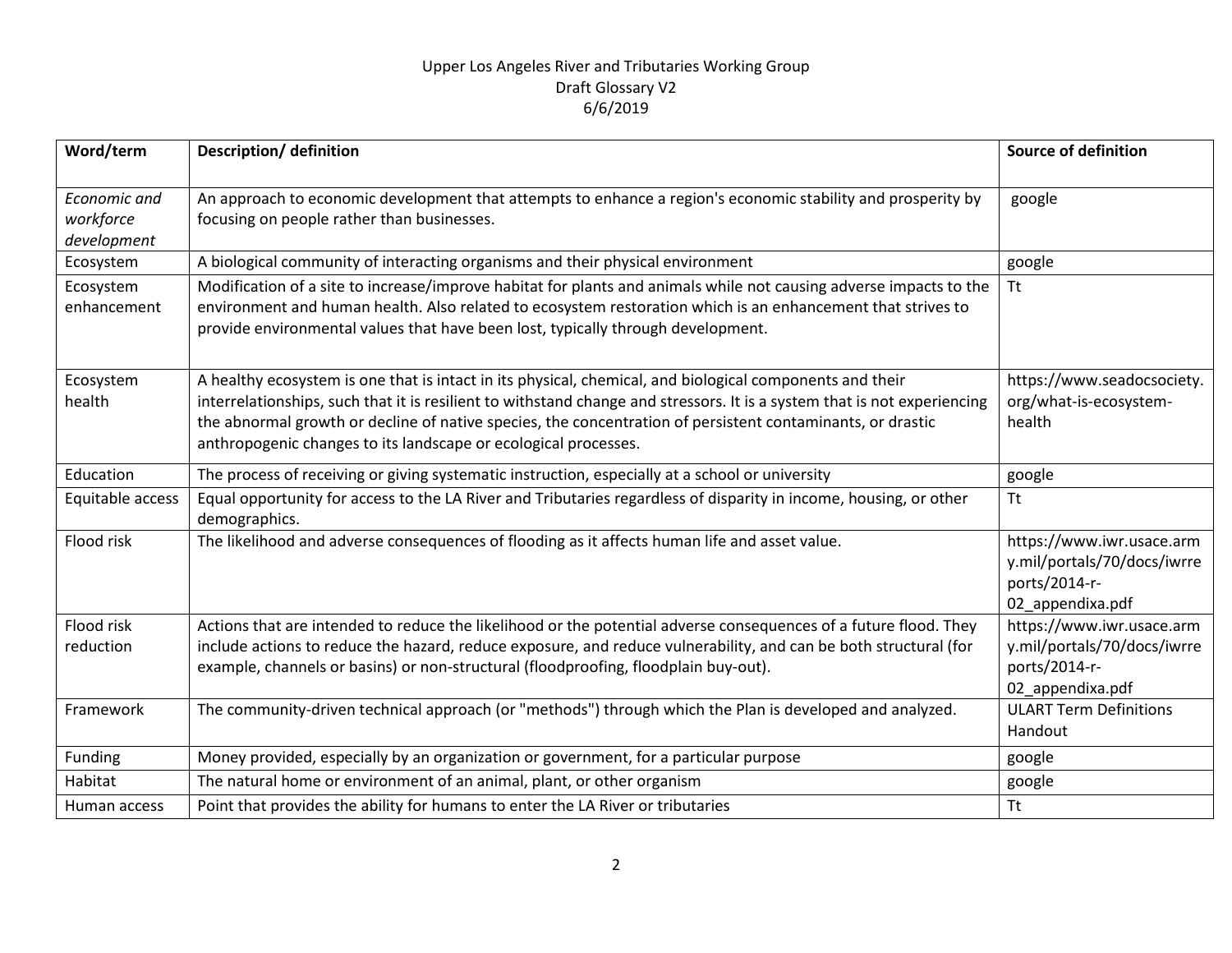Upper Los Angeles River and Tributaries Working Group
Draft Glossary V2
6/6/2019

| Word/term | Description/ definition | Source of definition |
|---|---|---|
| *Economic and workforce development* | An approach to economic development that attempts to enhance a region's economic stability and prosperity by focusing on people rather than businesses. | google |
| Ecosystem | A biological community of interacting organisms and their physical environment | google |
| Ecosystem enhancement | Modification of a site to increase/improve habitat for plants and animals while not causing adverse impacts to the environment and human health. Also related to ecosystem restoration which is an enhancement that strives to provide environmental values that have been lost, typically through development. | Tt |
| Ecosystem health | A healthy ecosystem is one that is intact in its physical, chemical, and biological components and their interrelationships, such that it is resilient to withstand change and stressors. It is a system that is not experiencing the abnormal growth or decline of native species, the concentration of persistent contaminants, or drastic anthropogenic changes to its landscape or ecological processes. | https://www.seadocsociety.org/what-is-ecosystem-health |
| Education | The process of receiving or giving systematic instruction, especially at a school or university | google |
| Equitable access | Equal opportunity for access to the LA River and Tributaries regardless of disparity in income, housing, or other demographics. | Tt |
| Flood risk | The likelihood and adverse consequences of flooding as it affects human life and asset value. | https://www.iwr.usace.army.mil/portals/70/docs/iwrreports/2014-r-02_appendixa.pdf |
| Flood risk reduction | Actions that are intended to reduce the likelihood or the potential adverse consequences of a future flood. They include actions to reduce the hazard, reduce exposure, and reduce vulnerability, and can be both structural (for example, channels or basins) or non-structural (floodproofing, floodplain buy-out). | https://www.iwr.usace.army.mil/portals/70/docs/iwrreports/2014-r-02_appendixa.pdf |
| Framework | The community-driven technical approach (or "methods") through which the Plan is developed and analyzed. | ULART Term Definitions Handout |
| Funding | Money provided, especially by an organization or government, for a particular purpose | google |
| Habitat | The natural home or environment of an animal, plant, or other organism | google |
| Human access | Point that provides the ability for humans to enter the LA River or tributaries | Tt |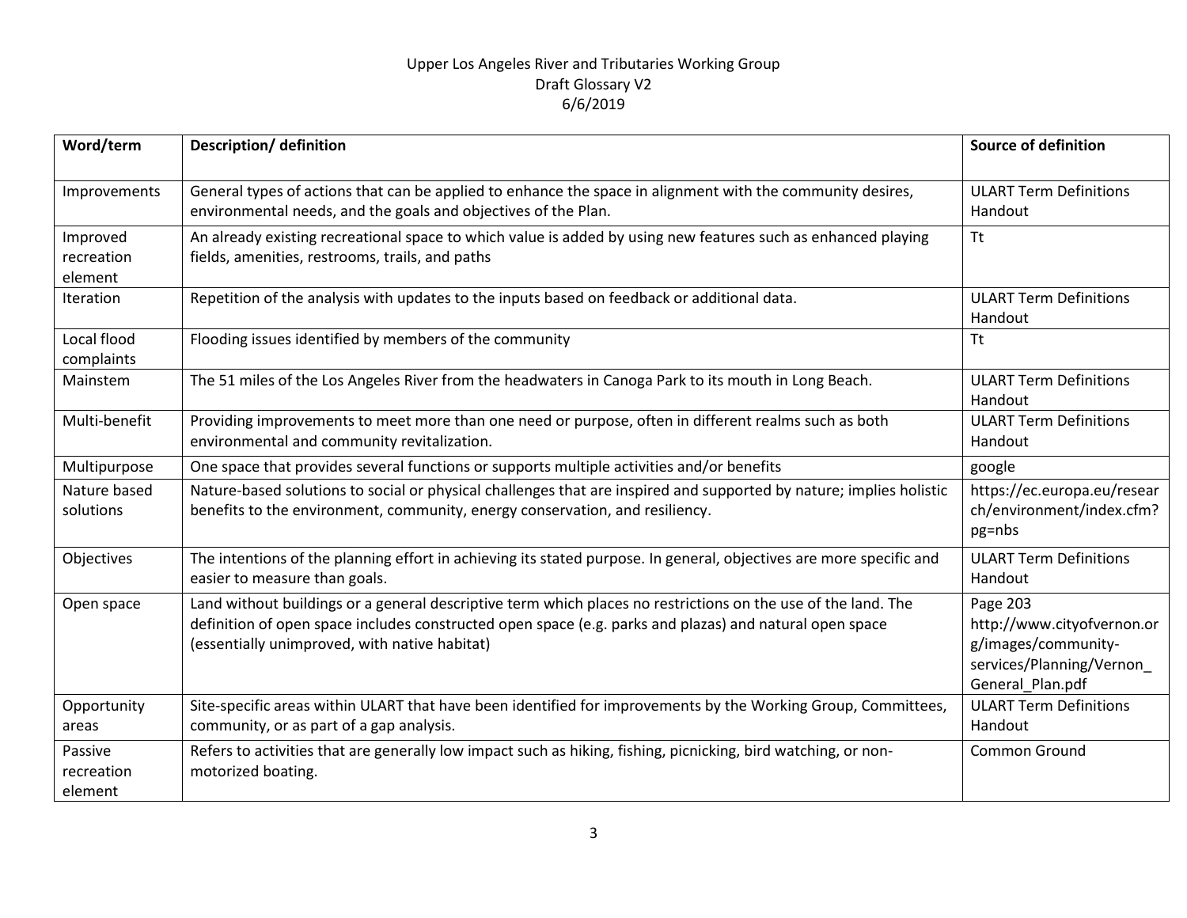Upper Los Angeles River and Tributaries Working Group
Draft Glossary V2
6/6/2019

| Word/term | Description/ definition | Source of definition |
|---|---|---|
| Improvements | General types of actions that can be applied to enhance the space in alignment with the community desires, environmental needs, and the goals and objectives of the Plan. | ULART Term Definitions Handout |
| Improved recreation element | An already existing recreational space to which value is added by using new features such as enhanced playing fields, amenities, restrooms, trails, and paths | Tt |
| Iteration | Repetition of the analysis with updates to the inputs based on feedback or additional data. | ULART Term Definitions Handout |
| Local flood complaints | Flooding issues identified by members of the community | Tt |
| Mainstem | The 51 miles of the Los Angeles River from the headwaters in Canoga Park to its mouth in Long Beach. | ULART Term Definitions Handout |
| Multi-benefit | Providing improvements to meet more than one need or purpose, often in different realms such as both environmental and community revitalization. | ULART Term Definitions Handout |
| Multipurpose | One space that provides several functions or supports multiple activities and/or benefits | google |
| Nature based solutions | Nature-based solutions to social or physical challenges that are inspired and supported by nature; implies holistic benefits to the environment, community, energy conservation, and resiliency. | https://ec.europa.eu/research/environment/index.cfm?pg=nbs |
| Objectives | The intentions of the planning effort in achieving its stated purpose. In general, objectives are more specific and easier to measure than goals. | ULART Term Definitions Handout |
| Open space | Land without buildings or a general descriptive term which places no restrictions on the use of the land. The definition of open space includes constructed open space (e.g. parks and plazas) and natural open space (essentially unimproved, with native habitat) | Page 203 http://www.cityofvernon.org/images/community-services/Planning/Vernon_General_Plan.pdf |
| Opportunity areas | Site-specific areas within ULART that have been identified for improvements by the Working Group, Committees, community, or as part of a gap analysis. | ULART Term Definitions Handout |
| Passive recreation element | Refers to activities that are generally low impact such as hiking, fishing, picnicking, bird watching, or non-motorized boating. | Common Ground |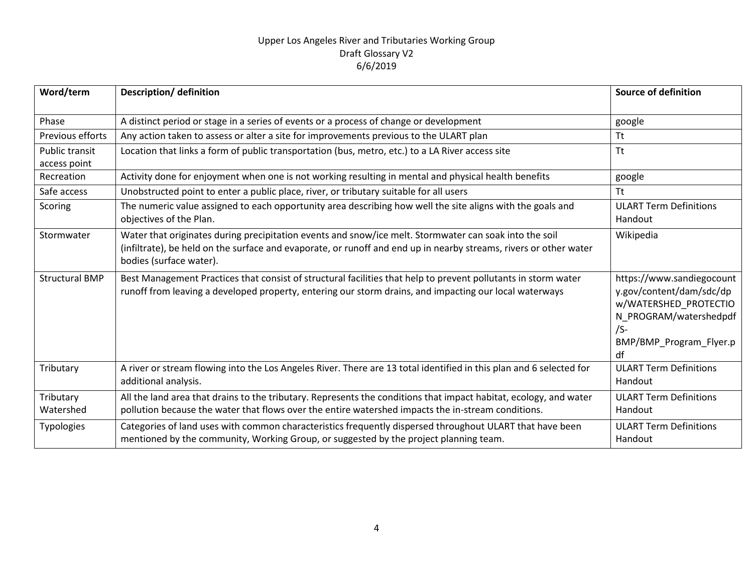Upper Los Angeles River and Tributaries Working Group
Draft Glossary V2
6/6/2019

| Word/term | Description/ definition | Source of definition |
|---|---|---|
| Phase | A distinct period or stage in a series of events or a process of change or development | google |
| Previous efforts | Any action taken to assess or alter a site for improvements previous to the ULART plan | Tt |
| Public transit access point | Location that links a form of public transportation (bus, metro, etc.) to a LA River access site | Tt |
| Recreation | Activity done for enjoyment when one is not working resulting in mental and physical health benefits | google |
| Safe access | Unobstructed point to enter a public place, river, or tributary suitable for all users | Tt |
| Scoring | The numeric value assigned to each opportunity area describing how well the site aligns with the goals and objectives of the Plan. | ULART Term Definitions Handout |
| Stormwater | Water that originates during precipitation events and snow/ice melt. Stormwater can soak into the soil (infiltrate), be held on the surface and evaporate, or runoff and end up in nearby streams, rivers or other water bodies (surface water). | Wikipedia |
| Structural BMP | Best Management Practices that consist of structural facilities that help to prevent pollutants in storm water runoff from leaving a developed property, entering our storm drains, and impacting our local waterways | https://www.sandiegocounty.gov/content/dam/sdc/dpw/WATERSHED_PROTECTION_PROGRAM/watershedpdf/S-BMP/BMP_Program_Flyer.pdf |
| Tributary | A river or stream flowing into the Los Angeles River. There are 13 total identified in this plan and 6 selected for additional analysis. | ULART Term Definitions Handout |
| Tributary Watershed | All the land area that drains to the tributary. Represents the conditions that impact habitat, ecology, and water pollution because the water that flows over the entire watershed impacts the in-stream conditions. | ULART Term Definitions Handout |
| Typologies | Categories of land uses with common characteristics frequently dispersed throughout ULART that have been mentioned by the community, Working Group, or suggested by the project planning team. | ULART Term Definitions Handout |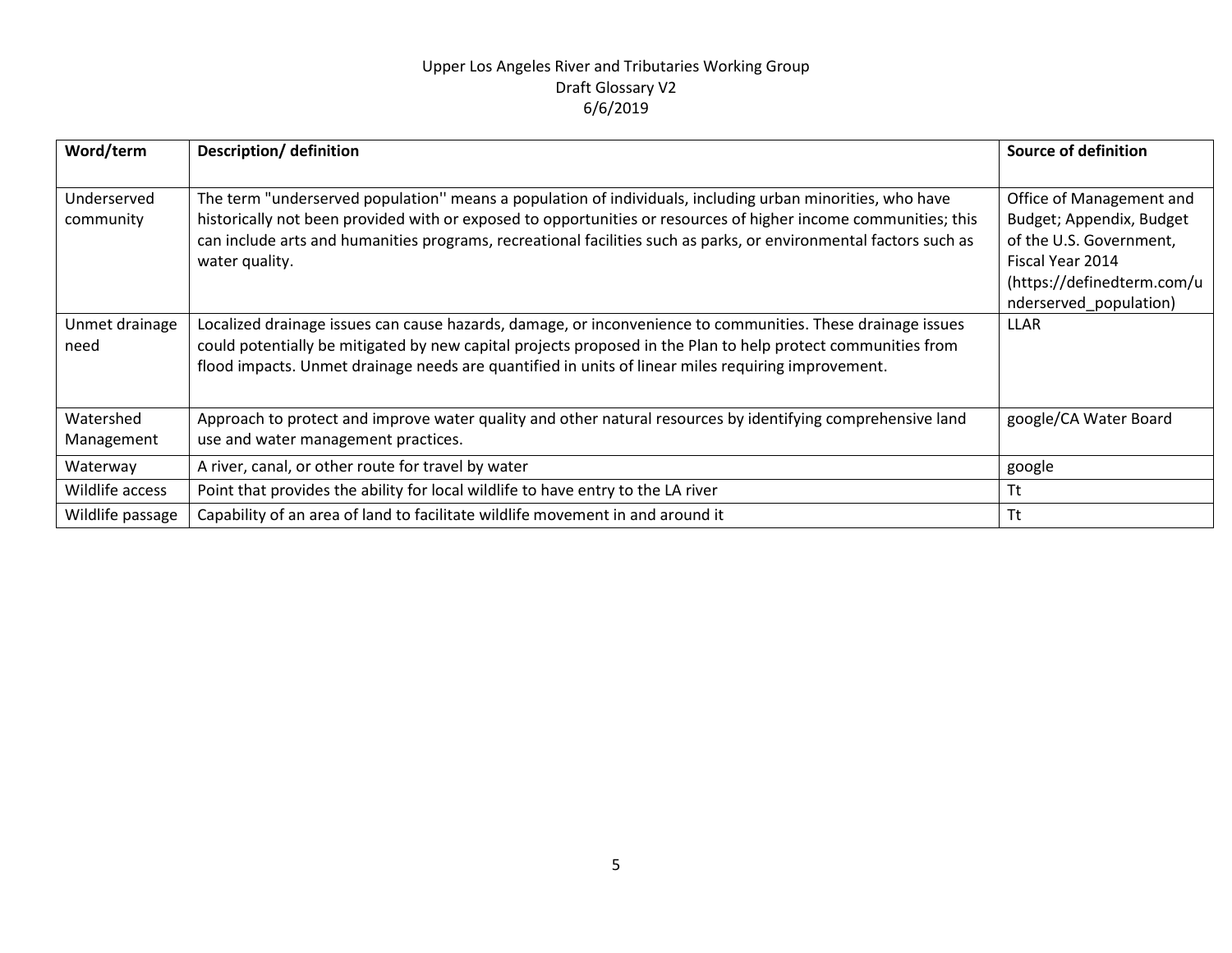| Word/term | Description/ definition | Source of definition |
|---|---|---|
| Underserved community | The term "underserved population'' means a population of individuals, including urban minorities, who have historically not been provided with or exposed to opportunities or resources of higher income communities; this can include arts and humanities programs, recreational facilities such as parks, or environmental factors such as water quality. | Office of Management and Budget; Appendix, Budget of the U.S. Government, Fiscal Year 2014 (https://definedterm.com/underserved_population) |
| Unmet drainage need | Localized drainage issues can cause hazards, damage, or inconvenience to communities. These drainage issues could potentially be mitigated by new capital projects proposed in the Plan to help protect communities from flood impacts. Unmet drainage needs are quantified in units of linear miles requiring improvement. | LLAR |
| Watershed Management | Approach to protect and improve water quality and other natural resources by identifying comprehensive land use and water management practices. | google/CA Water Board |
| Waterway | A river, canal, or other route for travel by water | google |
| Wildlife access | Point that provides the ability for local wildlife to have entry to the LA river | Tt |
| Wildlife passage | Capability of an area of land to facilitate wildlife movement in and around it | Tt |